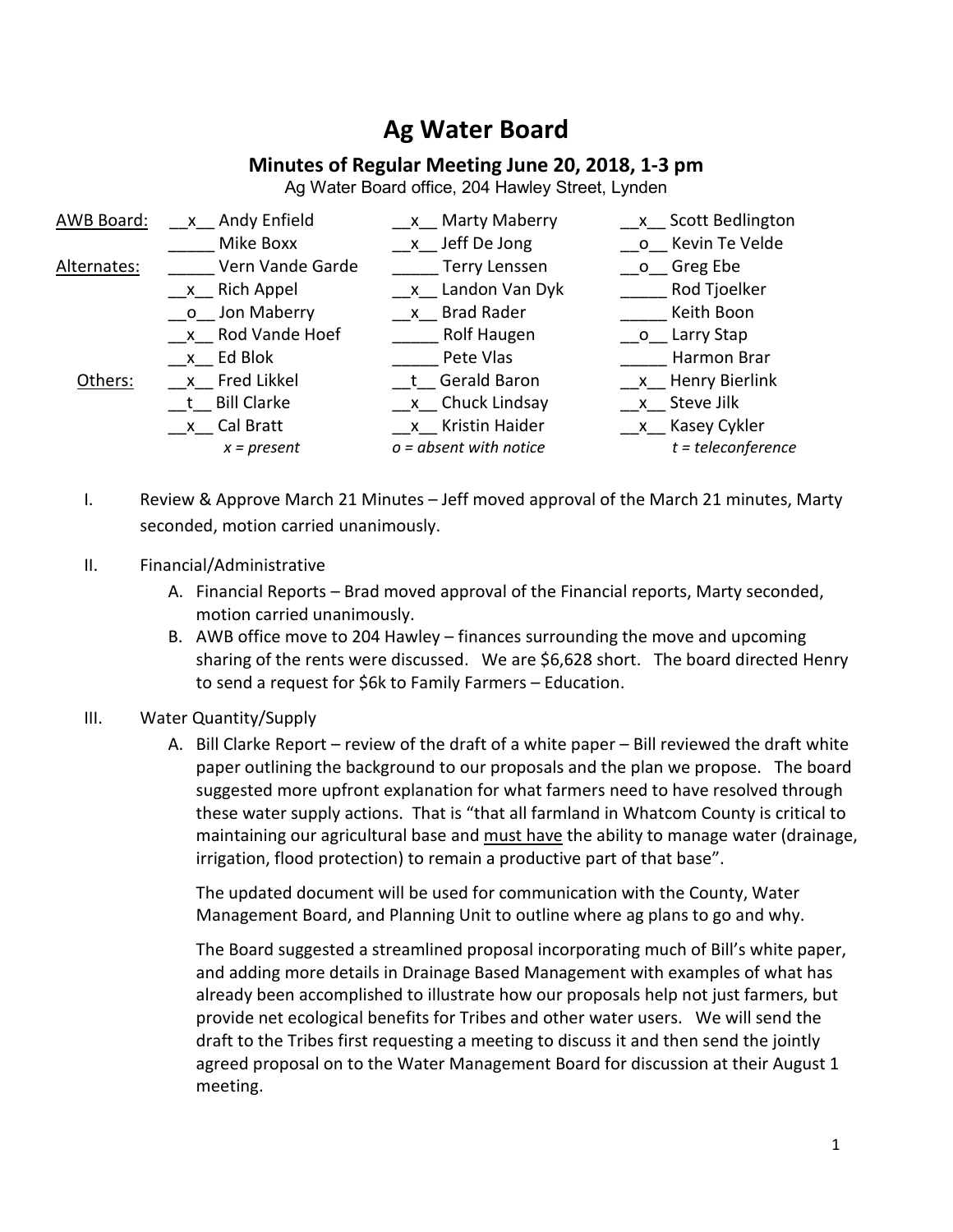# Ag Water Board

## Minutes of Regular Meeting June 20, 2018, 1-3 pm

Ag Water Board office, 204 Hawley Street, Lynden

| | | | |
|---|---|---|---|
| AWB Board: | __x__ Andy Enfield | __x__ Marty Maberry | __x__ Scott Bedlington |
| | _____ Mike Boxx | __x__ Jeff De Jong | __o__ Kevin Te Velde |
| Alternates: | _____ Vern Vande Garde | _____ Terry Lenssen | __o__ Greg Ebe |
| | __x__ Rich Appel | __x__ Landon Van Dyk | _____ Rod Tjoelker |
| | __o__ Jon Maberry | __x__ Brad Rader | _____ Keith Boon |
| | __x__ Rod Vande Hoef | _____ Rolf Haugen | __o__ Larry Stap |
| | __x__ Ed Blok | _____ Pete Vlas | _____ Harmon Brar |
| Others: | __x__ Fred Likkel | __t__ Gerald Baron | __x__ Henry Bierlink |
| | __t__ Bill Clarke | __x__ Chuck Lindsay | __x__ Steve Jilk |
| | __x__ Cal Bratt | __x__ Kristin Haider | __x__ Kasey Cykler |
| | *x = present* | *o = absent with notice* | *t = teleconference* |

I. Review & Approve March 21 Minutes – Jeff moved approval of the March 21 minutes, Marty seconded, motion carried unanimously.

II. Financial/Administrative

   A. Financial Reports – Brad moved approval of the Financial reports, Marty seconded, motion carried unanimously.

   B. AWB office move to 204 Hawley – finances surrounding the move and upcoming sharing of the rents were discussed. We are $6,628 short. The board directed Henry to send a request for $6k to Family Farmers – Education.

III. Water Quantity/Supply

   A. Bill Clarke Report – review of the draft of a white paper – Bill reviewed the draft white paper outlining the background to our proposals and the plan we propose. The board suggested more upfront explanation for what farmers need to have resolved through these water supply actions. That is "that all farmland in Whatcom County is critical to maintaining our agricultural base and <u>must have</u> the ability to manage water (drainage, irrigation, flood protection) to remain a productive part of that base".

   The updated document will be used for communication with the County, Water Management Board, and Planning Unit to outline where ag plans to go and why.

   The Board suggested a streamlined proposal incorporating much of Bill's white paper, and adding more details in Drainage Based Management with examples of what has already been accomplished to illustrate how our proposals help not just farmers, but provide net ecological benefits for Tribes and other water users. We will send the draft to the Tribes first requesting a meeting to discuss it and then send the jointly agreed proposal on to the Water Management Board for discussion at their August 1 meeting.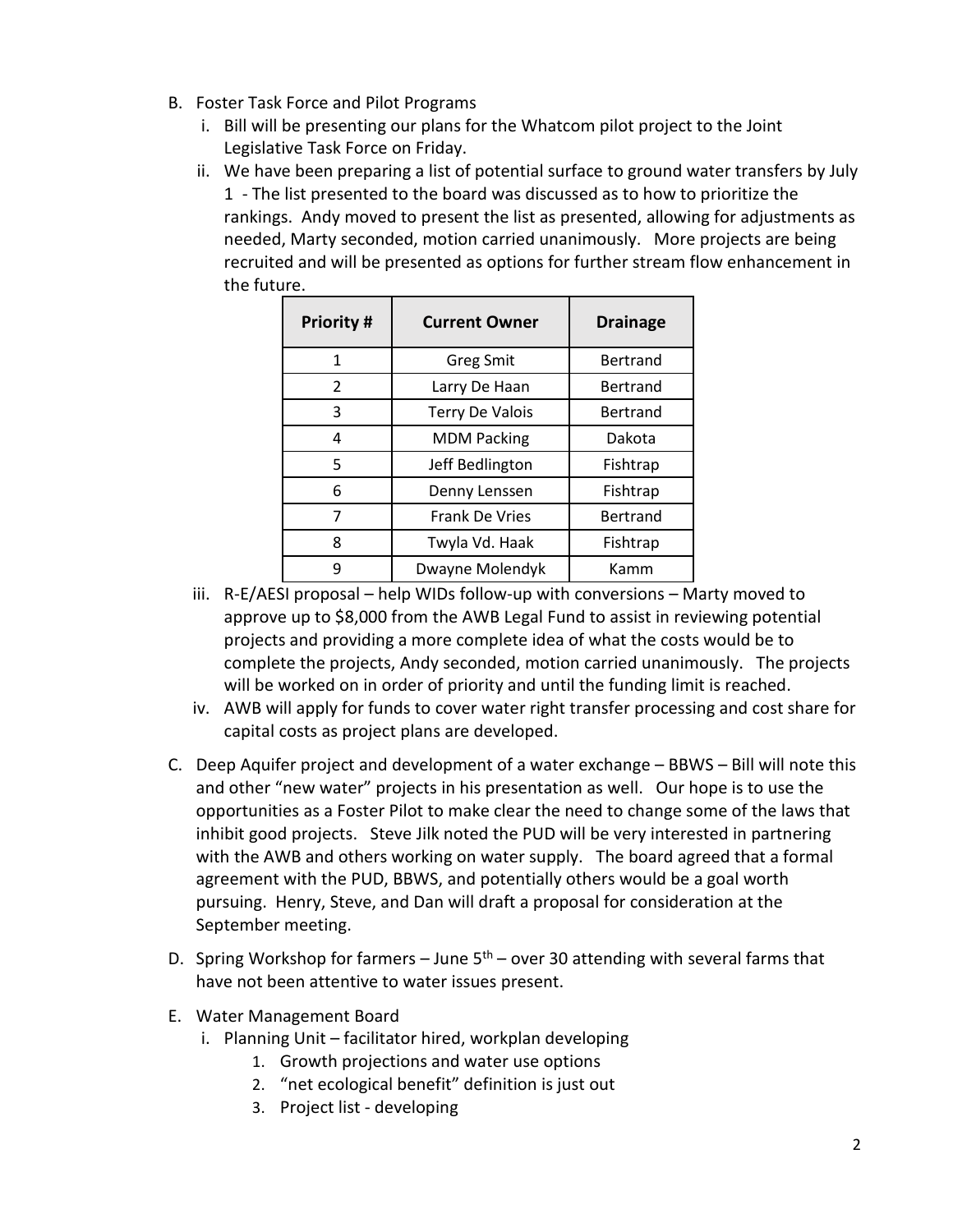B. Foster Task Force and Pilot Programs
   i. Bill will be presenting our plans for the Whatcom pilot project to the Joint Legislative Task Force on Friday.
   ii. We have been preparing a list of potential surface to ground water transfers by July 1 - The list presented to the board was discussed as to how to prioritize the rankings. Andy moved to present the list as presented, allowing for adjustments as needed, Marty seconded, motion carried unanimously. More projects are being recruited and will be presented as options for further stream flow enhancement in the future.

| Priority # | Current Owner | Drainage |
|---|---|---|
| 1 | Greg Smit | Bertrand |
| 2 | Larry De Haan | Bertrand |
| 3 | Terry De Valois | Bertrand |
| 4 | MDM Packing | Dakota |
| 5 | Jeff Bedlington | Fishtrap |
| 6 | Denny Lenssen | Fishtrap |
| 7 | Frank De Vries | Bertrand |
| 8 | Twyla Vd. Haak | Fishtrap |
| 9 | Dwayne Molendyk | Kamm |

   iii. R-E/AESI proposal – help WIDs follow-up with conversions – Marty moved to approve up to $8,000 from the AWB Legal Fund to assist in reviewing potential projects and providing a more complete idea of what the costs would be to complete the projects, Andy seconded, motion carried unanimously. The projects will be worked on in order of priority and until the funding limit is reached.
   iv. AWB will apply for funds to cover water right transfer processing and cost share for capital costs as project plans are developed.

C. Deep Aquifer project and development of a water exchange – BBWS – Bill will note this and other "new water" projects in his presentation as well. Our hope is to use the opportunities as a Foster Pilot to make clear the need to change some of the laws that inhibit good projects. Steve Jilk noted the PUD will be very interested in partnering with the AWB and others working on water supply. The board agreed that a formal agreement with the PUD, BBWS, and potentially others would be a goal worth pursuing. Henry, Steve, and Dan will draft a proposal for consideration at the September meeting.

D. Spring Workshop for farmers – June 5th – over 30 attending with several farms that have not been attentive to water issues present.

E. Water Management Board
   i. Planning Unit – facilitator hired, workplan developing
      1. Growth projections and water use options
      2. "net ecological benefit" definition is just out
      3. Project list - developing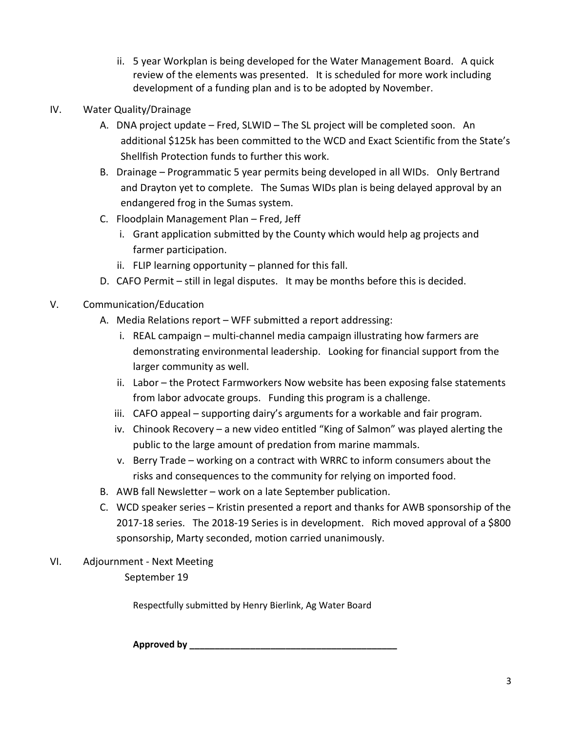ii. 5 year Workplan is being developed for the Water Management Board. A quick review of the elements was presented. It is scheduled for more work including development of a funding plan and is to be adopted by November.

IV. Water Quality/Drainage

A. DNA project update – Fred, SLWID – The SL project will be completed soon. An additional $125k has been committed to the WCD and Exact Scientific from the State's Shellfish Protection funds to further this work.

B. Drainage – Programmatic 5 year permits being developed in all WIDs. Only Bertrand and Drayton yet to complete. The Sumas WIDs plan is being delayed approval by an endangered frog in the Sumas system.

C. Floodplain Management Plan – Fred, Jeff

i. Grant application submitted by the County which would help ag projects and farmer participation.

ii. FLIP learning opportunity – planned for this fall.

D. CAFO Permit – still in legal disputes. It may be months before this is decided.

V. Communication/Education

A. Media Relations report – WFF submitted a report addressing:

i. REAL campaign – multi-channel media campaign illustrating how farmers are demonstrating environmental leadership. Looking for financial support from the larger community as well.

ii. Labor – the Protect Farmworkers Now website has been exposing false statements from labor advocate groups. Funding this program is a challenge.

iii. CAFO appeal – supporting dairy's arguments for a workable and fair program.

iv. Chinook Recovery – a new video entitled "King of Salmon" was played alerting the public to the large amount of predation from marine mammals.

v. Berry Trade – working on a contract with WRRC to inform consumers about the risks and consequences to the community for relying on imported food.

B. AWB fall Newsletter – work on a late September publication.

C. WCD speaker series – Kristin presented a report and thanks for AWB sponsorship of the 2017-18 series. The 2018-19 Series is in development. Rich moved approval of a $800 sponsorship, Marty seconded, motion carried unanimously.

VI. Adjournment - Next Meeting

September 19

Respectfully submitted by Henry Bierlink, Ag Water Board

**Approved by \_\_\_\_\_\_\_\_\_\_\_\_\_\_\_\_\_\_\_\_\_\_\_\_\_\_\_\_\_\_\_\_\_\_\_\_\_\_\_\_**